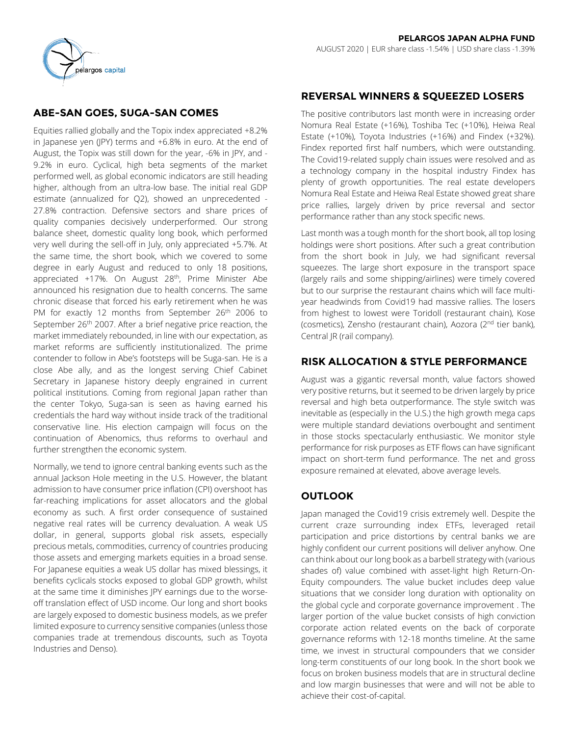# PELARGOS JAPAN ALPHA FUND

AUGUST 2020 | EUR share class -1.54% | USD share class -1.39%

## ABE-SAN GOES, SUGA-SAN COMES

Equities rallied globally and the Topix index appreciated +8.2% in Japanese yen (JPY) terms and +6.8% in euro. At the end of August, the Topix was still down for the year, -6% in JPY, and -9.2% in euro. Cyclical, high beta segments of the market performed well, as global economic indicators are still heading higher, although from an ultra-low base. The initial real GDP estimate (annualized for Q2), showed an unprecedented -27.8% contraction. Defensive sectors and share prices of quality companies decisively underperformed. Our strong balance sheet, domestic quality long book, which performed very well during the sell-off in July, only appreciated +5.7%. At the same time, the short book, which we covered to some degree in early August and reduced to only 18 positions, appreciated +17%. On August 28th, Prime Minister Abe announced his resignation due to health concerns. The same chronic disease that forced his early retirement when he was PM for exactly 12 months from September 26th 2006 to September 26th 2007. After a brief negative price reaction, the market immediately rebounded, in line with our expectation, as market reforms are sufficiently institutionalized. The prime contender to follow in Abe's footsteps will be Suga-san. He is a close Abe ally, and as the longest serving Chief Cabinet Secretary in Japanese history deeply engrained in current political institutions. Coming from regional Japan rather than the center Tokyo, Suga-san is seen as having earned his credentials the hard way without inside track of the traditional conservative line. His election campaign will focus on the continuation of Abenomics, thus reforms to overhaul and further strengthen the economic system.

Normally, we tend to ignore central banking events such as the annual Jackson Hole meeting in the U.S. However, the blatant admission to have consumer price inflation (CPI) overshoot has far-reaching implications for asset allocators and the global economy as such. A first order consequence of sustained negative real rates will be currency devaluation. A weak US dollar, in general, supports global risk assets, especially precious metals, commodities, currency of countries producing those assets and emerging markets equities in a broad sense. For Japanese equities a weak US dollar has mixed blessings, it benefits cyclicals stocks exposed to global GDP growth, whilst at the same time it diminishes JPY earnings due to the worse-off translation effect of USD income. Our long and short books are largely exposed to domestic business models, as we prefer limited exposure to currency sensitive companies (unless those companies trade at tremendous discounts, such as Toyota Industries and Denso).

## REVERSAL WINNERS & SQUEEZED LOSERS

The positive contributors last month were in increasing order Nomura Real Estate (+16%), Toshiba Tec (+10%), Heiwa Real Estate (+10%), Toyota Industries (+16%) and Findex (+32%). Findex reported first half numbers, which were outstanding. The Covid19-related supply chain issues were resolved and as a technology company in the hospital industry Findex has plenty of growth opportunities. The real estate developers Nomura Real Estate and Heiwa Real Estate showed great share price rallies, largely driven by price reversal and sector performance rather than any stock specific news.

Last month was a tough month for the short book, all top losing holdings were short positions. After such a great contribution from the short book in July, we had significant reversal squeezes. The large short exposure in the transport space (largely rails and some shipping/airlines) were timely covered but to our surprise the restaurant chains which will face multi-year headwinds from Covid19 had massive rallies. The losers from highest to lowest were Toridoll (restaurant chain), Kose (cosmetics), Zensho (restaurant chain), Aozora (2nd tier bank), Central JR (rail company).

## RISK ALLOCATION & STYLE PERFORMANCE

August was a gigantic reversal month, value factors showed very positive returns, but it seemed to be driven largely by price reversal and high beta outperformance. The style switch was inevitable as (especially in the U.S.) the high growth mega caps were multiple standard deviations overbought and sentiment in those stocks spectacularly enthusiastic. We monitor style performance for risk purposes as ETF flows can have significant impact on short-term fund performance. The net and gross exposure remained at elevated, above average levels.

## OUTLOOK

Japan managed the Covid19 crisis extremely well. Despite the current craze surrounding index ETFs, leveraged retail participation and price distortions by central banks we are highly confident our current positions will deliver anyhow. One can think about our long book as a barbell strategy with (various shades of) value combined with asset-light high Return-On-Equity compounders. The value bucket includes deep value situations that we consider long duration with optionality on the global cycle and corporate governance improvement . The larger portion of the value bucket consists of high conviction corporate action related events on the back of corporate governance reforms with 12-18 months timeline. At the same time, we invest in structural compounders that we consider long-term constituents of our long book. In the short book we focus on broken business models that are in structural decline and low margin businesses that were and will not be able to achieve their cost-of-capital.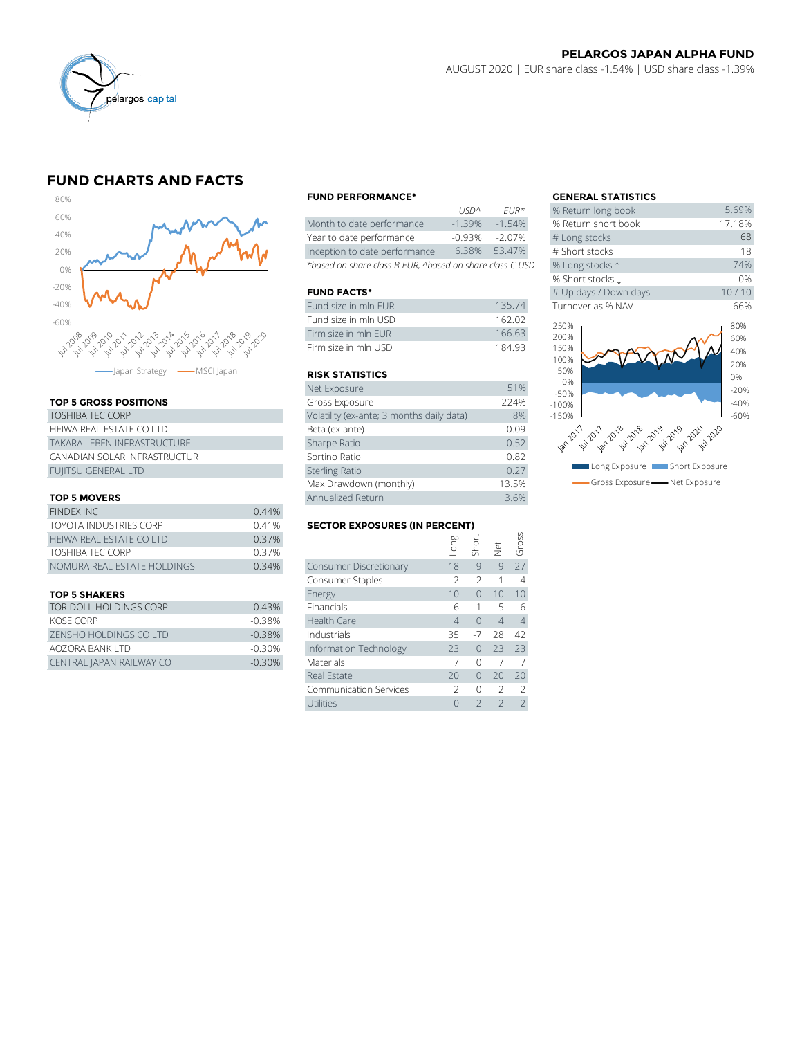## PELARGOS JAPAN ALPHA FUND

AUGUST 2020 | EUR share class -1.54% | USD share class -1.39%

# FUND CHARTS AND FACTS

—Japan Strategy —MSCI Japan

### TOP 5 GROSS POSITIONS

| |
|---|
| TOSHIBA TEC CORP |
| HEIWA REAL ESTATE CO LTD |
| TAKARA LEBEN INFRASTRUCTURE |
| CANADIAN SOLAR INFRASTRUCTUR |
| FUJITSU GENERAL LTD |

### TOP 5 MOVERS

| | |
|---|---|
| FINDEX INC | 0.44% |
| TOYOTA INDUSTRIES CORP | 0.41% |
| HEIWA REAL ESTATE CO LTD | 0.37% |
| TOSHIBA TEC CORP | 0.37% |
| NOMURA REAL ESTATE HOLDINGS | 0.34% |

### TOP 5 SHAKERS

| | |
|---|---|
| TORIDOLL HOLDINGS CORP | -0.43% |
| KOSE CORP | -0.38% |
| ZENSHO HOLDINGS CO LTD | -0.38% |
| AOZORA BANK LTD | -0.30% |
| CENTRAL JAPAN RAILWAY CO | -0.30% |

### FUND PERFORMANCE*

| | USD^ | EUR* |
|---|---|---|
| Month to date performance | -1.39% | -1.54% |
| Year to date performance | -0.93% | -2.07% |
| Inception to date performance | 6.38% | 53.47% |

*based on share class B EUR, ^based on share class C USD

### FUND FACTS*

| | |
|---|---|
| Fund size in mln EUR | 135.74 |
| Fund size in mln USD | 162.02 |
| Firm size in mln EUR | 166.63 |
| Firm size in mln USD | 184.93 |

### RISK STATISTICS

| | |
|---|---|
| Net Exposure | 51% |
| Gross Exposure | 224% |
| Volatility (ex-ante; 3 months daily data) | 8% |
| Beta (ex-ante) | 0.09 |
| Sharpe Ratio | 0.52 |
| Sortino Ratio | 0.82 |
| Sterling Ratio | 0.27 |
| Max Drawdown (monthly) | 13.5% |
| Annualized Return | 3.6% |

### SECTOR EXPOSURES (IN PERCENT)

| | Long | Short | Net | Gross |
|---|---|---|---|---|
| Consumer Discretionary | 18 | -9 | 9 | 27 |
| Consumer Staples | 2 | -2 | 1 | 4 |
| Energy | 10 | 0 | 10 | 10 |
| Financials | 6 | -1 | 5 | 6 |
| Health Care | 4 | 0 | 4 | 4 |
| Industrials | 35 | -7 | 28 | 42 |
| Information Technology | 23 | 0 | 23 | 23 |
| Materials | 7 | 0 | 7 | 7 |
| Real Estate | 20 | 0 | 20 | 20 |
| Communication Services | 2 | 0 | 2 | 2 |
| Utilities | 0 | -2 | -2 | 2 |

### GENERAL STATISTICS

| | |
|---|---|
| % Return long book | 5.69% |
| % Return short book | 17.18% |
| # Long stocks | 68 |
| # Short stocks | 18 |
| % Long stocks ↑ | 74% |
| % Short stocks ↓ | 0% |
| # Up days / Down days | 10 / 10 |
| Turnover as % NAV | 66% |

Long Exposure, Short Exposure, Gross Exposure, Net Exposure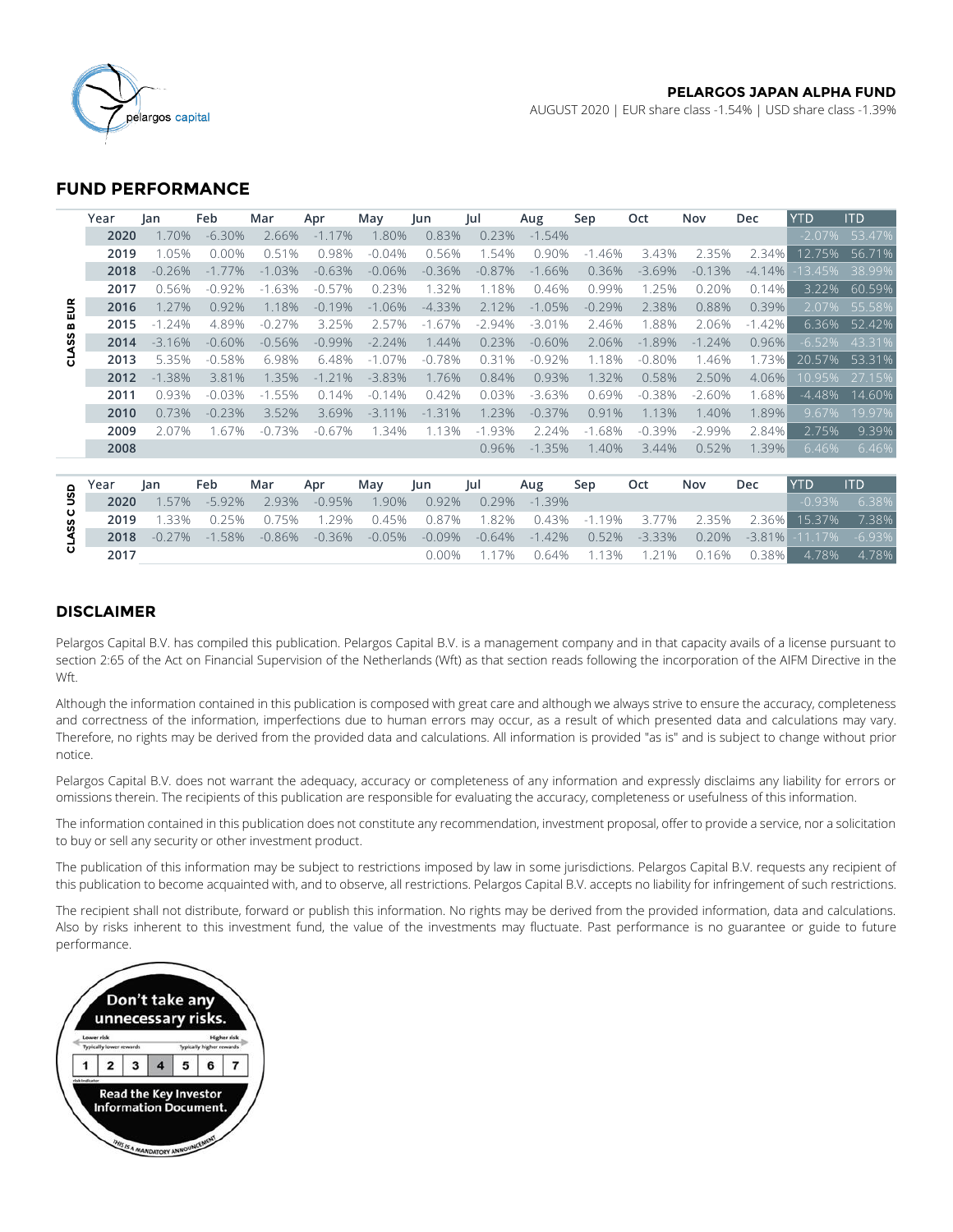**PELARGOS JAPAN ALPHA FUND**

AUGUST 2020 | EUR share class -1.54% | USD share class -1.39%

## FUND PERFORMANCE

**CLASS B EUR**

| Year | Jan | Feb | Mar | Apr | May | Jun | Jul | Aug | Sep | Oct | Nov | Dec | YTD | ITD |
|---|---|---|---|---|---|---|---|---|---|---|---|---|---|---|
| 2020 | 1.70% | -6.30% | 2.66% | -1.17% | 1.80% | 0.83% | 0.23% | -1.54% | | | | | -2.07% | 53.47% |
| 2019 | 1.05% | 0.00% | 0.51% | 0.98% | -0.04% | 0.56% | 1.54% | 0.90% | -1.46% | 3.43% | 2.35% | 2.34% | 12.75% | 56.71% |
| 2018 | -0.26% | -1.77% | -1.03% | -0.63% | -0.06% | -0.36% | -0.87% | -1.66% | 0.36% | -3.69% | -0.13% | -4.14% | -13.45% | 38.99% |
| 2017 | 0.56% | -0.92% | -1.63% | -0.57% | 0.23% | 1.32% | 1.18% | 0.46% | 0.99% | 1.25% | 0.20% | 0.14% | 3.22% | 60.59% |
| 2016 | 1.27% | 0.92% | 1.18% | -0.19% | -1.06% | -4.33% | 2.12% | -1.05% | -0.29% | 2.38% | 0.88% | 0.39% | 2.07% | 55.58% |
| 2015 | -1.24% | 4.89% | -0.27% | 3.25% | 2.57% | -1.67% | -2.94% | -3.01% | 2.46% | 1.88% | 2.06% | -1.42% | 6.36% | 52.42% |
| 2014 | -3.16% | -0.60% | -0.56% | -0.99% | -2.24% | 1.44% | 0.23% | -0.60% | 2.06% | -1.89% | -1.24% | 0.96% | -6.52% | 43.31% |
| 2013 | 5.35% | -0.58% | 6.98% | 6.48% | -1.07% | -0.78% | 0.31% | -0.92% | 1.18% | -0.80% | 1.46% | 1.73% | 20.57% | 53.31% |
| 2012 | -1.38% | 3.81% | 1.35% | -1.21% | -3.83% | 1.76% | 0.84% | 0.93% | 1.32% | 0.58% | 2.50% | 4.06% | 10.95% | 27.15% |
| 2011 | 0.93% | -0.03% | -1.55% | 0.14% | -0.14% | 0.42% | 0.03% | -3.63% | 0.69% | -0.38% | -2.60% | 1.68% | -4.48% | 14.60% |
| 2010 | 0.73% | -0.23% | 3.52% | 3.69% | -3.11% | -1.31% | 1.23% | -0.37% | 0.91% | 1.13% | 1.40% | 1.89% | 9.67% | 19.97% |
| 2009 | 2.07% | 1.67% | -0.73% | -0.67% | 1.34% | 1.13% | -1.93% | 2.24% | -1.68% | -0.39% | -2.99% | 2.84% | 2.75% | 9.39% |
| 2008 | | | | | | | 0.96% | -1.35% | 1.40% | 3.44% | 0.52% | 1.39% | 6.46% | 6.46% |

**CLASS C USD**

| Year | Jan | Feb | Mar | Apr | May | Jun | Jul | Aug | Sep | Oct | Nov | Dec | YTD | ITD |
|---|---|---|---|---|---|---|---|---|---|---|---|---|---|---|
| 2020 | 1.57% | -5.92% | 2.93% | -0.95% | 1.90% | 0.92% | 0.29% | -1.39% | | | | | -0.93% | 6.38% |
| 2019 | 1.33% | 0.25% | 0.75% | 1.29% | 0.45% | 0.87% | 1.82% | 0.43% | -1.19% | 3.77% | 2.35% | 2.36% | 15.37% | 7.38% |
| 2018 | -0.27% | -1.58% | -0.86% | -0.36% | -0.05% | -0.09% | -0.64% | -1.42% | 0.52% | -3.33% | 0.20% | -3.81% | -11.17% | -6.93% |
| 2017 | | | | | | 0.00% | 1.17% | 0.64% | 1.13% | 1.21% | 0.16% | 0.38% | 4.78% | 4.78% |

## DISCLAIMER

Pelargos Capital B.V. has compiled this publication. Pelargos Capital B.V. is a management company and in that capacity avails of a license pursuant to section 2:65 of the Act on Financial Supervision of the Netherlands (Wft) as that section reads following the incorporation of the AIFM Directive in the Wft.

Although the information contained in this publication is composed with great care and although we always strive to ensure the accuracy, completeness and correctness of the information, imperfections due to human errors may occur, as a result of which presented data and calculations may vary. Therefore, no rights may be derived from the provided data and calculations. All information is provided "as is" and is subject to change without prior notice.

Pelargos Capital B.V. does not warrant the adequacy, accuracy or completeness of any information and expressly disclaims any liability for errors or omissions therein. The recipients of this publication are responsible for evaluating the accuracy, completeness or usefulness of this information.

The information contained in this publication does not constitute any recommendation, investment proposal, offer to provide a service, nor a solicitation to buy or sell any security or other investment product.

The publication of this information may be subject to restrictions imposed by law in some jurisdictions. Pelargos Capital B.V. requests any recipient of this publication to become acquainted with, and to observe, all restrictions. Pelargos Capital B.V. accepts no liability for infringement of such restrictions.

The recipient shall not distribute, forward or publish this information. No rights may be derived from the provided information, data and calculations. Also by risks inherent to this investment fund, the value of the investments may fluctuate. Past performance is no guarantee or guide to future performance.

Don't take any unnecessary risks.

Lower risk — Higher risk

Typically lower rewards — Typically higher rewards

1 2 3 4 5 6 7

Read the Key Investor Information Document.

THIS IS A MANDATORY ANNOUNCEMENT